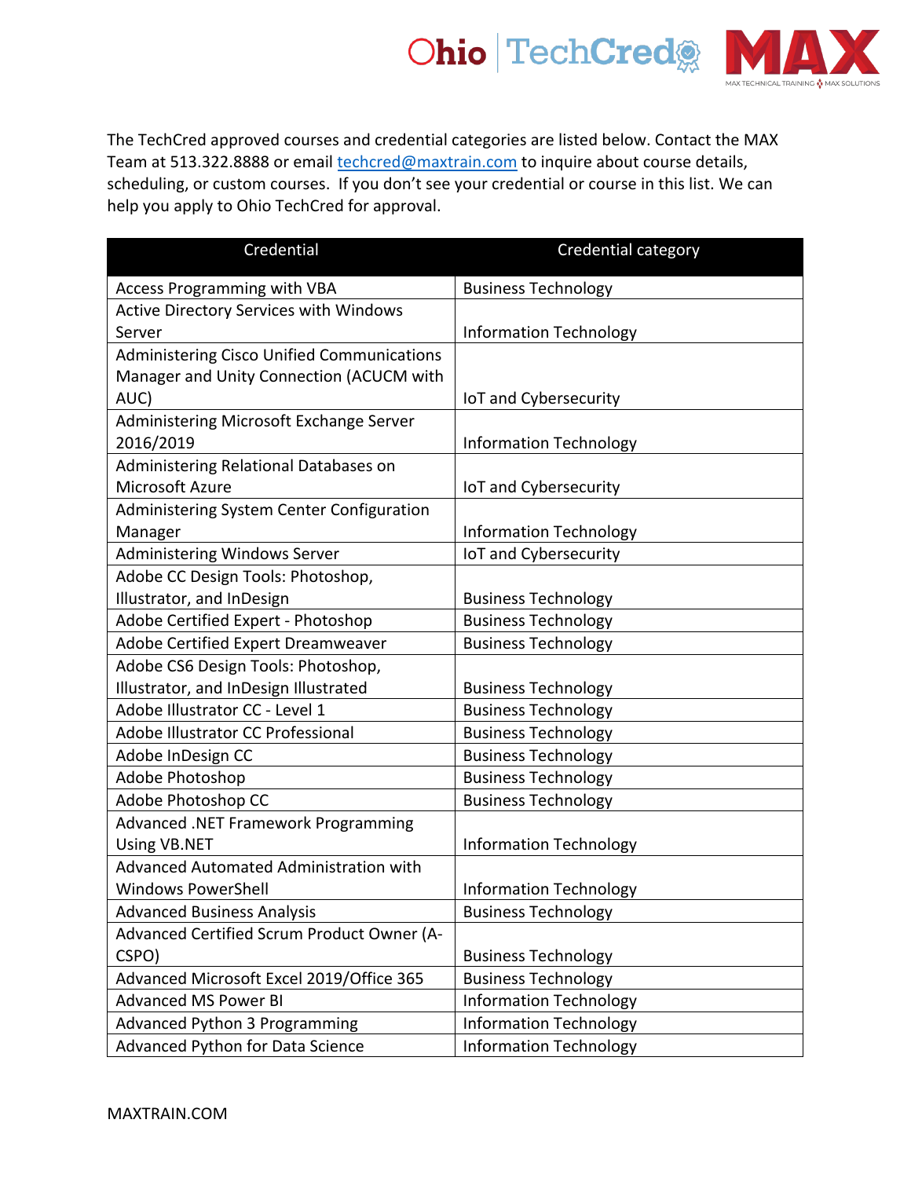The TechCred approved courses and credential categories are listed below. Contact the MAX Team at 513.322.8888 or email techcred@maxtrain.com to inquire about course details, scheduling, or custom courses. If you don't see your credential or course in this list. We can help you apply to Ohio TechCred for approval.

| Credential | Credential category |
| --- | --- |
| Access Programming with VBA | Business Technology |
| Active Directory Services with Windows Server | Information Technology |
| Administering Cisco Unified Communications Manager and Unity Connection (ACUCM with AUC) | IoT and Cybersecurity |
| Administering Microsoft Exchange Server 2016/2019 | Information Technology |
| Administering Relational Databases on Microsoft Azure | IoT and Cybersecurity |
| Administering System Center Configuration Manager | Information Technology |
| Administering Windows Server | IoT and Cybersecurity |
| Adobe CC Design Tools: Photoshop, Illustrator, and InDesign | Business Technology |
| Adobe Certified Expert - Photoshop | Business Technology |
| Adobe Certified Expert Dreamweaver | Business Technology |
| Adobe CS6 Design Tools: Photoshop, Illustrator, and InDesign Illustrated | Business Technology |
| Adobe Illustrator CC - Level 1 | Business Technology |
| Adobe Illustrator CC Professional | Business Technology |
| Adobe InDesign CC | Business Technology |
| Adobe Photoshop | Business Technology |
| Adobe Photoshop CC | Business Technology |
| Advanced .NET Framework Programming Using VB.NET | Information Technology |
| Advanced Automated Administration with Windows PowerShell | Information Technology |
| Advanced Business Analysis | Business Technology |
| Advanced Certified Scrum Product Owner (A-CSPO) | Business Technology |
| Advanced Microsoft Excel 2019/Office 365 | Business Technology |
| Advanced MS Power BI | Information Technology |
| Advanced Python 3 Programming | Information Technology |
| Advanced Python for Data Science | Information Technology |

MAXTRAIN.COM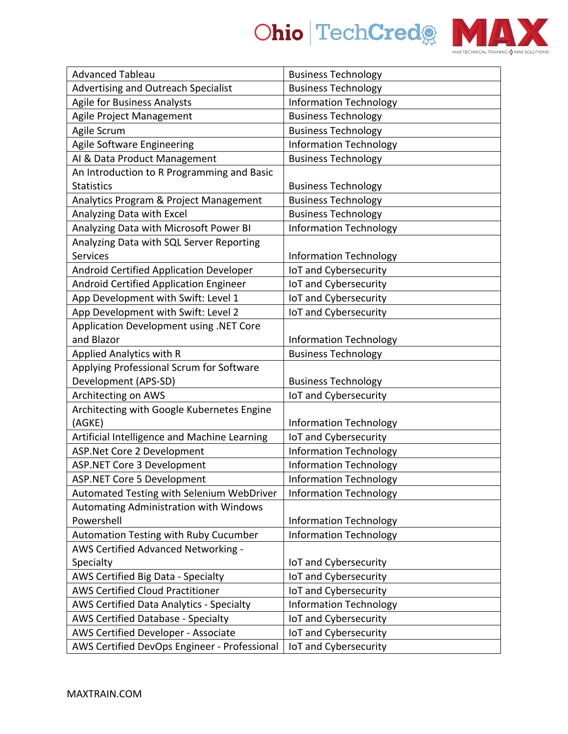| Advanced Tableau | Business Technology |
|---|---|
| Advertising and Outreach Specialist | Business Technology |
| Agile for Business Analysts | Information Technology |
| Agile Project Management | Business Technology |
| Agile Scrum | Business Technology |
| Agile Software Engineering | Information Technology |
| AI & Data Product Management | Business Technology |
| An Introduction to R Programming and Basic Statistics | Business Technology |
| Analytics Program & Project Management | Business Technology |
| Analyzing Data with Excel | Business Technology |
| Analyzing Data with Microsoft Power BI | Information Technology |
| Analyzing Data with SQL Server Reporting Services | Information Technology |
| Android Certified Application Developer | IoT and Cybersecurity |
| Android Certified Application Engineer | IoT and Cybersecurity |
| App Development with Swift: Level 1 | IoT and Cybersecurity |
| App Development with Swift: Level 2 | IoT and Cybersecurity |
| Application Development using .NET Core and Blazor | Information Technology |
| Applied Analytics with R | Business Technology |
| Applying Professional Scrum for Software Development (APS-SD) | Business Technology |
| Architecting on AWS | IoT and Cybersecurity |
| Architecting with Google Kubernetes Engine (AGKE) | Information Technology |
| Artificial Intelligence and Machine Learning | IoT and Cybersecurity |
| ASP.Net Core 2 Development | Information Technology |
| ASP.NET Core 3 Development | Information Technology |
| ASP.NET Core 5 Development | Information Technology |
| Automated Testing with Selenium WebDriver | Information Technology |
| Automating Administration with Windows Powershell | Information Technology |
| Automation Testing with Ruby Cucumber | Information Technology |
| AWS Certified Advanced Networking - Specialty | IoT and Cybersecurity |
| AWS Certified Big Data - Specialty | IoT and Cybersecurity |
| AWS Certified Cloud Practitioner | IoT and Cybersecurity |
| AWS Certified Data Analytics - Specialty | Information Technology |
| AWS Certified Database - Specialty | IoT and Cybersecurity |
| AWS Certified Developer - Associate | IoT and Cybersecurity |
| AWS Certified DevOps Engineer - Professional | IoT and Cybersecurity |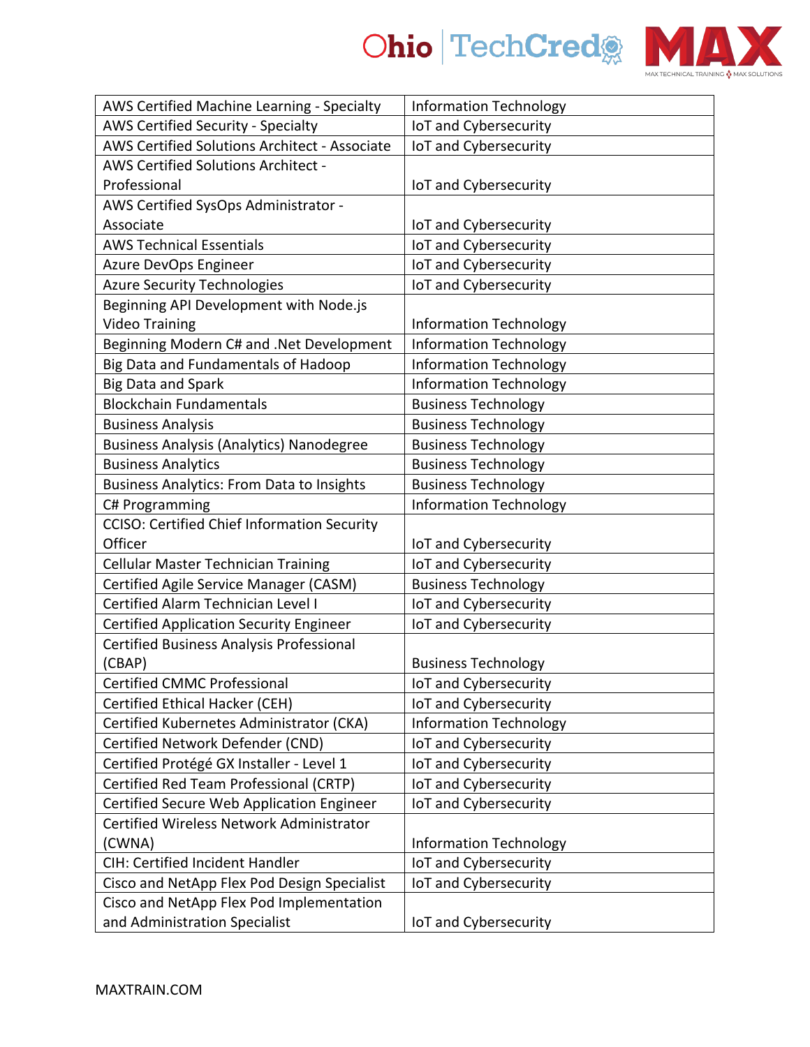| AWS Certified Machine Learning - Specialty | Information Technology |
|---|---|
| AWS Certified Security - Specialty | IoT and Cybersecurity |
| AWS Certified Solutions Architect - Associate | IoT and Cybersecurity |
| AWS Certified Solutions Architect - Professional | IoT and Cybersecurity |
| AWS Certified SysOps Administrator - Associate | IoT and Cybersecurity |
| AWS Technical Essentials | IoT and Cybersecurity |
| Azure DevOps Engineer | IoT and Cybersecurity |
| Azure Security Technologies | IoT and Cybersecurity |
| Beginning API Development with Node.js Video Training | Information Technology |
| Beginning Modern C# and .Net Development | Information Technology |
| Big Data and Fundamentals of Hadoop | Information Technology |
| Big Data and Spark | Information Technology |
| Blockchain Fundamentals | Business Technology |
| Business Analysis | Business Technology |
| Business Analysis (Analytics) Nanodegree | Business Technology |
| Business Analytics | Business Technology |
| Business Analytics: From Data to Insights | Business Technology |
| C# Programming | Information Technology |
| CCISO: Certified Chief Information Security Officer | IoT and Cybersecurity |
| Cellular Master Technician Training | IoT and Cybersecurity |
| Certified Agile Service Manager (CASM) | Business Technology |
| Certified Alarm Technician Level I | IoT and Cybersecurity |
| Certified Application Security Engineer | IoT and Cybersecurity |
| Certified Business Analysis Professional (CBAP) | Business Technology |
| Certified CMMC Professional | IoT and Cybersecurity |
| Certified Ethical Hacker (CEH) | IoT and Cybersecurity |
| Certified Kubernetes Administrator (CKA) | Information Technology |
| Certified Network Defender (CND) | IoT and Cybersecurity |
| Certified Protégé GX Installer - Level 1 | IoT and Cybersecurity |
| Certified Red Team Professional (CRTP) | IoT and Cybersecurity |
| Certified Secure Web Application Engineer | IoT and Cybersecurity |
| Certified Wireless Network Administrator (CWNA) | Information Technology |
| CIH: Certified Incident Handler | IoT and Cybersecurity |
| Cisco and NetApp Flex Pod Design Specialist | IoT and Cybersecurity |
| Cisco and NetApp Flex Pod Implementation and Administration Specialist | IoT and Cybersecurity |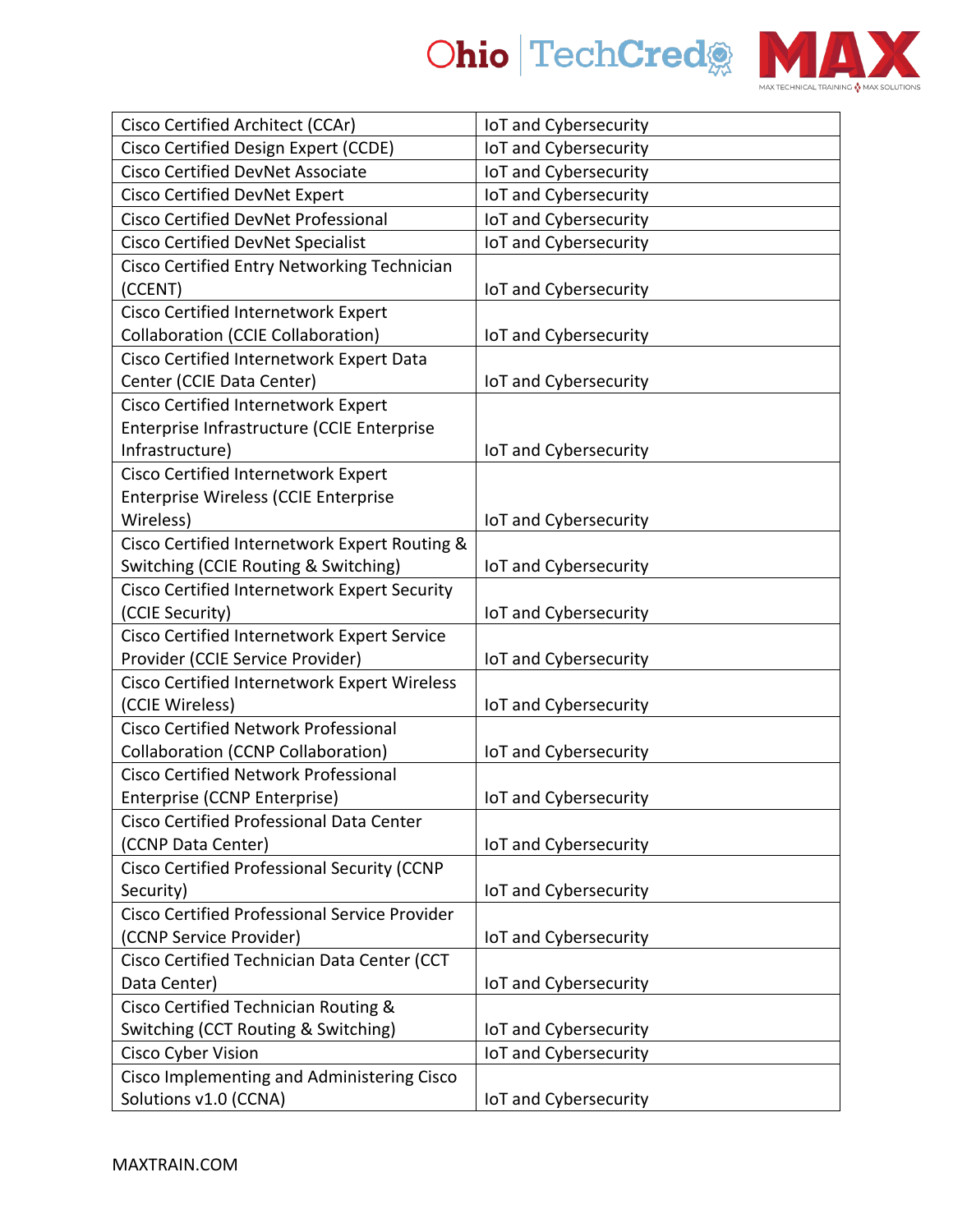| Cisco Certified Architect (CCAr) | IoT and Cybersecurity |
|---|---|
| Cisco Certified Design Expert (CCDE) | IoT and Cybersecurity |
| Cisco Certified DevNet Associate | IoT and Cybersecurity |
| Cisco Certified DevNet Expert | IoT and Cybersecurity |
| Cisco Certified DevNet Professional | IoT and Cybersecurity |
| Cisco Certified DevNet Specialist | IoT and Cybersecurity |
| Cisco Certified Entry Networking Technician (CCENT) | IoT and Cybersecurity |
| Cisco Certified Internetwork Expert Collaboration (CCIE Collaboration) | IoT and Cybersecurity |
| Cisco Certified Internetwork Expert Data Center (CCIE Data Center) | IoT and Cybersecurity |
| Cisco Certified Internetwork Expert Enterprise Infrastructure (CCIE Enterprise Infrastructure) | IoT and Cybersecurity |
| Cisco Certified Internetwork Expert Enterprise Wireless (CCIE Enterprise Wireless) | IoT and Cybersecurity |
| Cisco Certified Internetwork Expert Routing & Switching (CCIE Routing & Switching) | IoT and Cybersecurity |
| Cisco Certified Internetwork Expert Security (CCIE Security) | IoT and Cybersecurity |
| Cisco Certified Internetwork Expert Service Provider (CCIE Service Provider) | IoT and Cybersecurity |
| Cisco Certified Internetwork Expert Wireless (CCIE Wireless) | IoT and Cybersecurity |
| Cisco Certified Network Professional Collaboration (CCNP Collaboration) | IoT and Cybersecurity |
| Cisco Certified Network Professional Enterprise (CCNP Enterprise) | IoT and Cybersecurity |
| Cisco Certified Professional Data Center (CCNP Data Center) | IoT and Cybersecurity |
| Cisco Certified Professional Security (CCNP Security) | IoT and Cybersecurity |
| Cisco Certified Professional Service Provider (CCNP Service Provider) | IoT and Cybersecurity |
| Cisco Certified Technician Data Center (CCT Data Center) | IoT and Cybersecurity |
| Cisco Certified Technician Routing & Switching (CCT Routing & Switching) | IoT and Cybersecurity |
| Cisco Cyber Vision | IoT and Cybersecurity |
| Cisco Implementing and Administering Cisco Solutions v1.0 (CCNA) | IoT and Cybersecurity |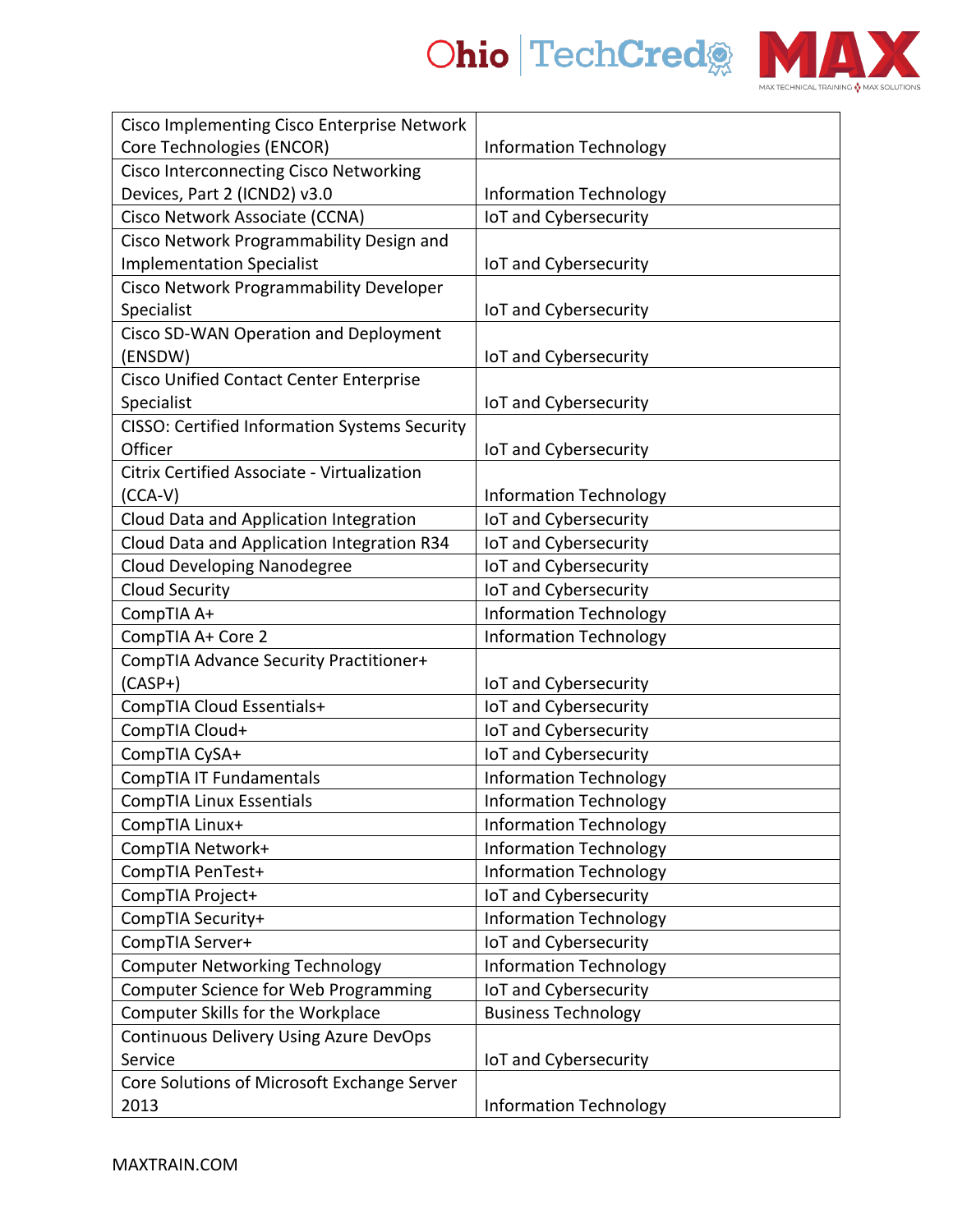| Cisco Implementing Cisco Enterprise Network Core Technologies (ENCOR) | Information Technology |
|---|---|
| Cisco Interconnecting Cisco Networking Devices, Part 2 (ICND2) v3.0 | Information Technology |
| Cisco Network Associate (CCNA) | IoT and Cybersecurity |
| Cisco Network Programmability Design and Implementation Specialist | IoT and Cybersecurity |
| Cisco Network Programmability Developer Specialist | IoT and Cybersecurity |
| Cisco SD-WAN Operation and Deployment (ENSDW) | IoT and Cybersecurity |
| Cisco Unified Contact Center Enterprise Specialist | IoT and Cybersecurity |
| CISSO: Certified Information Systems Security Officer | IoT and Cybersecurity |
| Citrix Certified Associate - Virtualization (CCA-V) | Information Technology |
| Cloud Data and Application Integration | IoT and Cybersecurity |
| Cloud Data and Application Integration R34 | IoT and Cybersecurity |
| Cloud Developing Nanodegree | IoT and Cybersecurity |
| Cloud Security | IoT and Cybersecurity |
| CompTIA A+ | Information Technology |
| CompTIA A+ Core 2 | Information Technology |
| CompTIA Advance Security Practitioner+ (CASP+) | IoT and Cybersecurity |
| CompTIA Cloud Essentials+ | IoT and Cybersecurity |
| CompTIA Cloud+ | IoT and Cybersecurity |
| CompTIA CySA+ | IoT and Cybersecurity |
| CompTIA IT Fundamentals | Information Technology |
| CompTIA Linux Essentials | Information Technology |
| CompTIA Linux+ | Information Technology |
| CompTIA Network+ | Information Technology |
| CompTIA PenTest+ | Information Technology |
| CompTIA Project+ | IoT and Cybersecurity |
| CompTIA Security+ | Information Technology |
| CompTIA Server+ | IoT and Cybersecurity |
| Computer Networking Technology | Information Technology |
| Computer Science for Web Programming | IoT and Cybersecurity |
| Computer Skills for the Workplace | Business Technology |
| Continuous Delivery Using Azure DevOps Service | IoT and Cybersecurity |
| Core Solutions of Microsoft Exchange Server 2013 | Information Technology |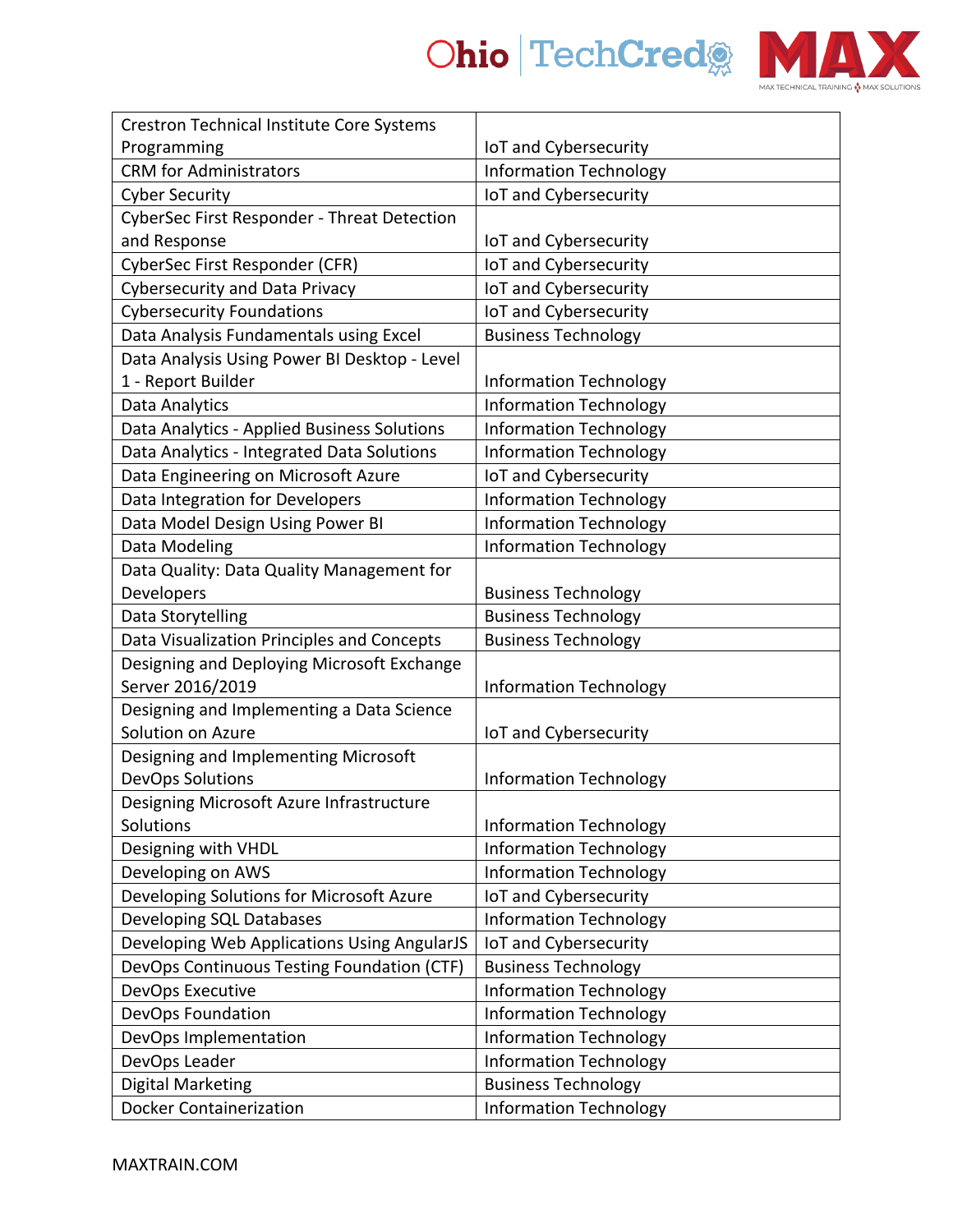| | |
|---|---|
| Crestron Technical Institute Core Systems Programming | IoT and Cybersecurity |
| CRM for Administrators | Information Technology |
| Cyber Security | IoT and Cybersecurity |
| CyberSec First Responder - Threat Detection and Response | IoT and Cybersecurity |
| CyberSec First Responder (CFR) | IoT and Cybersecurity |
| Cybersecurity and Data Privacy | IoT and Cybersecurity |
| Cybersecurity Foundations | IoT and Cybersecurity |
| Data Analysis Fundamentals using Excel | Business Technology |
| Data Analysis Using Power BI Desktop - Level 1 - Report Builder | Information Technology |
| Data Analytics | Information Technology |
| Data Analytics - Applied Business Solutions | Information Technology |
| Data Analytics - Integrated Data Solutions | Information Technology |
| Data Engineering on Microsoft Azure | IoT and Cybersecurity |
| Data Integration for Developers | Information Technology |
| Data Model Design Using Power BI | Information Technology |
| Data Modeling | Information Technology |
| Data Quality: Data Quality Management for Developers | Business Technology |
| Data Storytelling | Business Technology |
| Data Visualization Principles and Concepts | Business Technology |
| Designing and Deploying Microsoft Exchange Server 2016/2019 | Information Technology |
| Designing and Implementing a Data Science Solution on Azure | IoT and Cybersecurity |
| Designing and Implementing Microsoft DevOps Solutions | Information Technology |
| Designing Microsoft Azure Infrastructure Solutions | Information Technology |
| Designing with VHDL | Information Technology |
| Developing on AWS | Information Technology |
| Developing Solutions for Microsoft Azure | IoT and Cybersecurity |
| Developing SQL Databases | Information Technology |
| Developing Web Applications Using AngularJS | IoT and Cybersecurity |
| DevOps Continuous Testing Foundation (CTF) | Business Technology |
| DevOps Executive | Information Technology |
| DevOps Foundation | Information Technology |
| DevOps Implementation | Information Technology |
| DevOps Leader | Information Technology |
| Digital Marketing | Business Technology |
| Docker Containerization | Information Technology |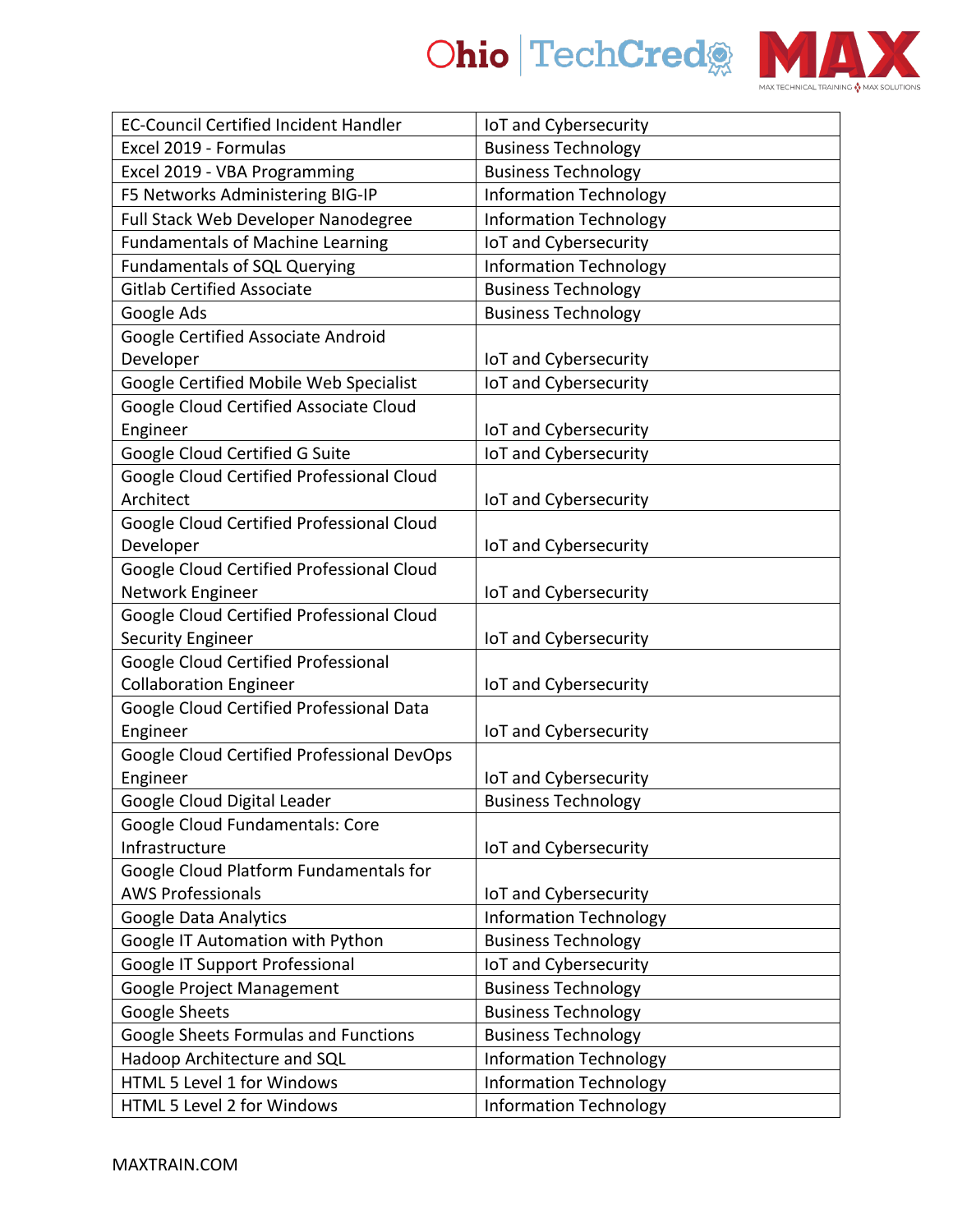| EC-Council Certified Incident Handler | IoT and Cybersecurity |
|---|---|
| Excel 2019 - Formulas | Business Technology |
| Excel 2019 - VBA Programming | Business Technology |
| F5 Networks Administering BIG-IP | Information Technology |
| Full Stack Web Developer Nanodegree | Information Technology |
| Fundamentals of Machine Learning | IoT and Cybersecurity |
| Fundamentals of SQL Querying | Information Technology |
| Gitlab Certified Associate | Business Technology |
| Google Ads | Business Technology |
| Google Certified Associate Android Developer | IoT and Cybersecurity |
| Google Certified Mobile Web Specialist | IoT and Cybersecurity |
| Google Cloud Certified Associate Cloud Engineer | IoT and Cybersecurity |
| Google Cloud Certified G Suite | IoT and Cybersecurity |
| Google Cloud Certified Professional Cloud Architect | IoT and Cybersecurity |
| Google Cloud Certified Professional Cloud Developer | IoT and Cybersecurity |
| Google Cloud Certified Professional Cloud Network Engineer | IoT and Cybersecurity |
| Google Cloud Certified Professional Cloud Security Engineer | IoT and Cybersecurity |
| Google Cloud Certified Professional Collaboration Engineer | IoT and Cybersecurity |
| Google Cloud Certified Professional Data Engineer | IoT and Cybersecurity |
| Google Cloud Certified Professional DevOps Engineer | IoT and Cybersecurity |
| Google Cloud Digital Leader | Business Technology |
| Google Cloud Fundamentals: Core Infrastructure | IoT and Cybersecurity |
| Google Cloud Platform Fundamentals for AWS Professionals | IoT and Cybersecurity |
| Google Data Analytics | Information Technology |
| Google IT Automation with Python | Business Technology |
| Google IT Support Professional | IoT and Cybersecurity |
| Google Project Management | Business Technology |
| Google Sheets | Business Technology |
| Google Sheets Formulas and Functions | Business Technology |
| Hadoop Architecture and SQL | Information Technology |
| HTML 5 Level 1 for Windows | Information Technology |
| HTML 5 Level 2 for Windows | Information Technology |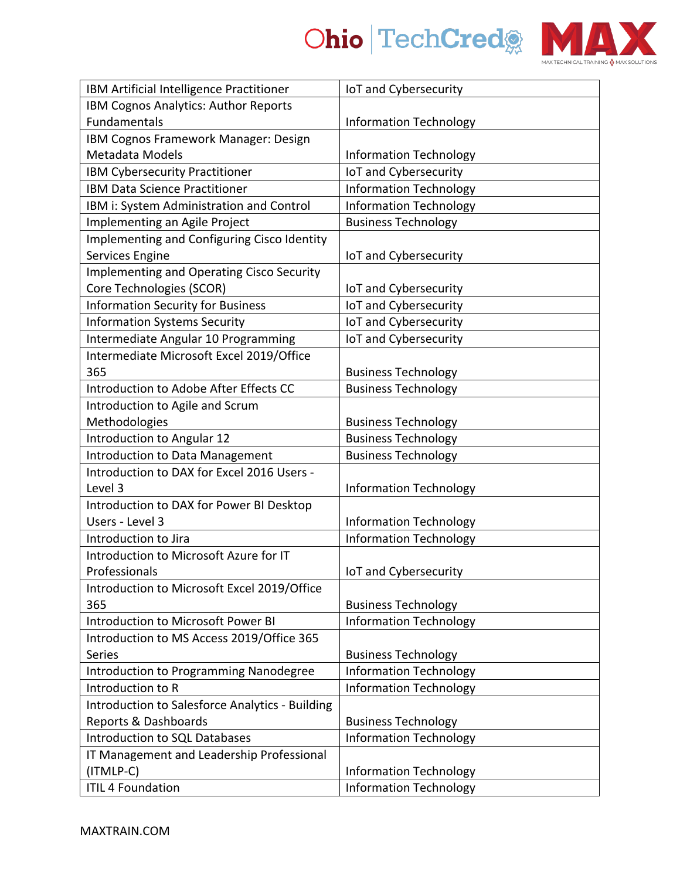| IBM Artificial Intelligence Practitioner | IoT and Cybersecurity |
|---|---|
| IBM Cognos Analytics: Author Reports Fundamentals | Information Technology |
| IBM Cognos Framework Manager: Design Metadata Models | Information Technology |
| IBM Cybersecurity Practitioner | IoT and Cybersecurity |
| IBM Data Science Practitioner | Information Technology |
| IBM i: System Administration and Control | Information Technology |
| Implementing an Agile Project | Business Technology |
| Implementing and Configuring Cisco Identity Services Engine | IoT and Cybersecurity |
| Implementing and Operating Cisco Security Core Technologies (SCOR) | IoT and Cybersecurity |
| Information Security for Business | IoT and Cybersecurity |
| Information Systems Security | IoT and Cybersecurity |
| Intermediate Angular 10 Programming | IoT and Cybersecurity |
| Intermediate Microsoft Excel 2019/Office 365 | Business Technology |
| Introduction to Adobe After Effects CC | Business Technology |
| Introduction to Agile and Scrum Methodologies | Business Technology |
| Introduction to Angular 12 | Business Technology |
| Introduction to Data Management | Business Technology |
| Introduction to DAX for Excel 2016 Users - Level 3 | Information Technology |
| Introduction to DAX for Power BI Desktop Users - Level 3 | Information Technology |
| Introduction to Jira | Information Technology |
| Introduction to Microsoft Azure for IT Professionals | IoT and Cybersecurity |
| Introduction to Microsoft Excel 2019/Office 365 | Business Technology |
| Introduction to Microsoft Power BI | Information Technology |
| Introduction to MS Access 2019/Office 365 Series | Business Technology |
| Introduction to Programming Nanodegree | Information Technology |
| Introduction to R | Information Technology |
| Introduction to Salesforce Analytics - Building Reports & Dashboards | Business Technology |
| Introduction to SQL Databases | Information Technology |
| IT Management and Leadership Professional (ITMLP-C) | Information Technology |
| ITIL 4 Foundation | Information Technology |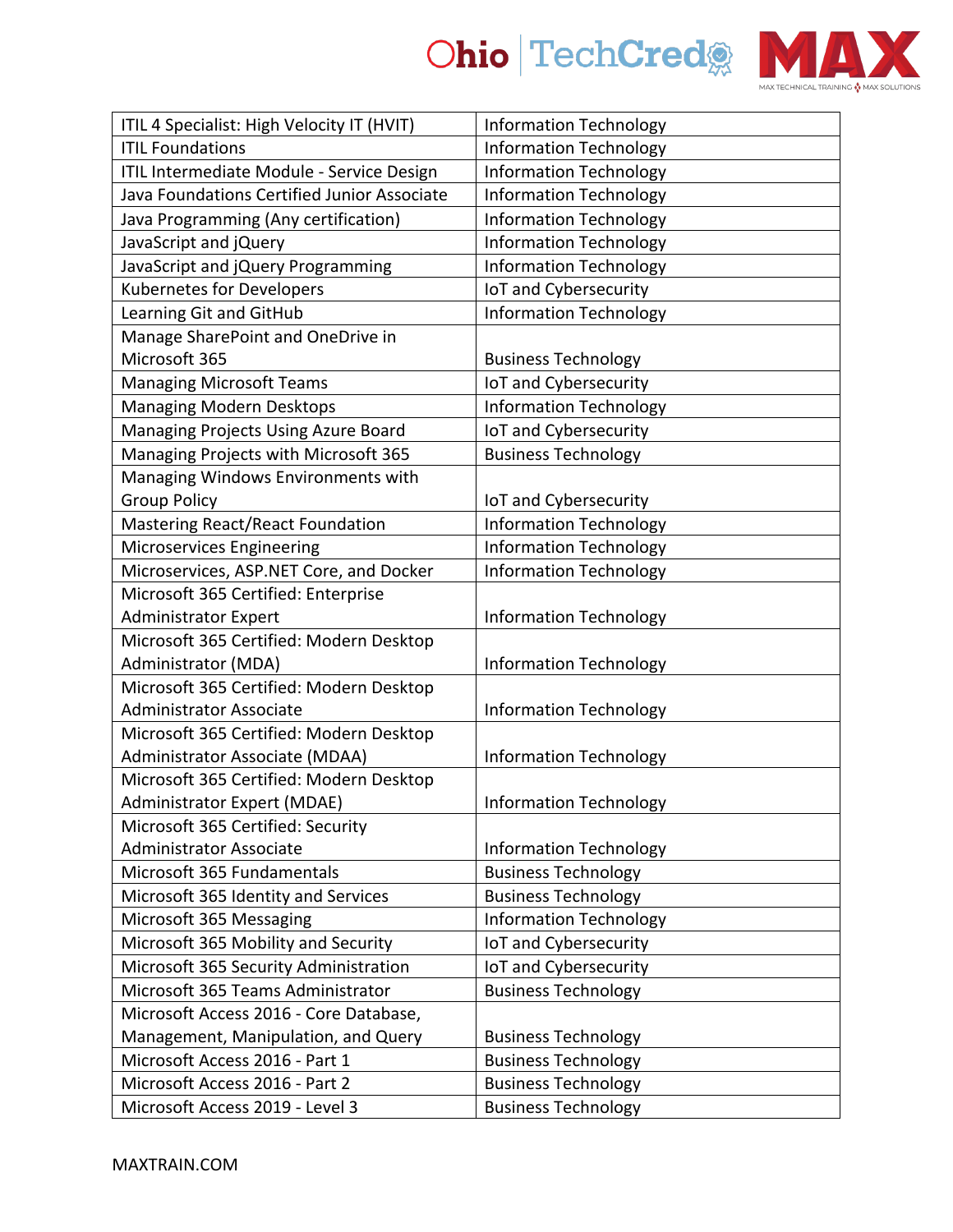| ITIL 4 Specialist: High Velocity IT (HVIT) | Information Technology |
|---|---|
| ITIL Foundations | Information Technology |
| ITIL Intermediate Module - Service Design | Information Technology |
| Java Foundations Certified Junior Associate | Information Technology |
| Java Programming (Any certification) | Information Technology |
| JavaScript and jQuery | Information Technology |
| JavaScript and jQuery Programming | Information Technology |
| Kubernetes for Developers | IoT and Cybersecurity |
| Learning Git and GitHub | Information Technology |
| Manage SharePoint and OneDrive in Microsoft 365 | Business Technology |
| Managing Microsoft Teams | IoT and Cybersecurity |
| Managing Modern Desktops | Information Technology |
| Managing Projects Using Azure Board | IoT and Cybersecurity |
| Managing Projects with Microsoft 365 | Business Technology |
| Managing Windows Environments with Group Policy | IoT and Cybersecurity |
| Mastering React/React Foundation | Information Technology |
| Microservices Engineering | Information Technology |
| Microservices, ASP.NET Core, and Docker | Information Technology |
| Microsoft 365 Certified: Enterprise Administrator Expert | Information Technology |
| Microsoft 365 Certified: Modern Desktop Administrator (MDA) | Information Technology |
| Microsoft 365 Certified: Modern Desktop Administrator Associate | Information Technology |
| Microsoft 365 Certified: Modern Desktop Administrator Associate (MDAA) | Information Technology |
| Microsoft 365 Certified: Modern Desktop Administrator Expert (MDAE) | Information Technology |
| Microsoft 365 Certified: Security Administrator Associate | Information Technology |
| Microsoft 365 Fundamentals | Business Technology |
| Microsoft 365 Identity and Services | Business Technology |
| Microsoft 365 Messaging | Information Technology |
| Microsoft 365 Mobility and Security | IoT and Cybersecurity |
| Microsoft 365 Security Administration | IoT and Cybersecurity |
| Microsoft 365 Teams Administrator | Business Technology |
| Microsoft Access 2016 - Core Database, Management, Manipulation, and Query | Business Technology |
| Microsoft Access 2016 - Part 1 | Business Technology |
| Microsoft Access 2016 - Part 2 | Business Technology |
| Microsoft Access 2019 - Level 3 | Business Technology |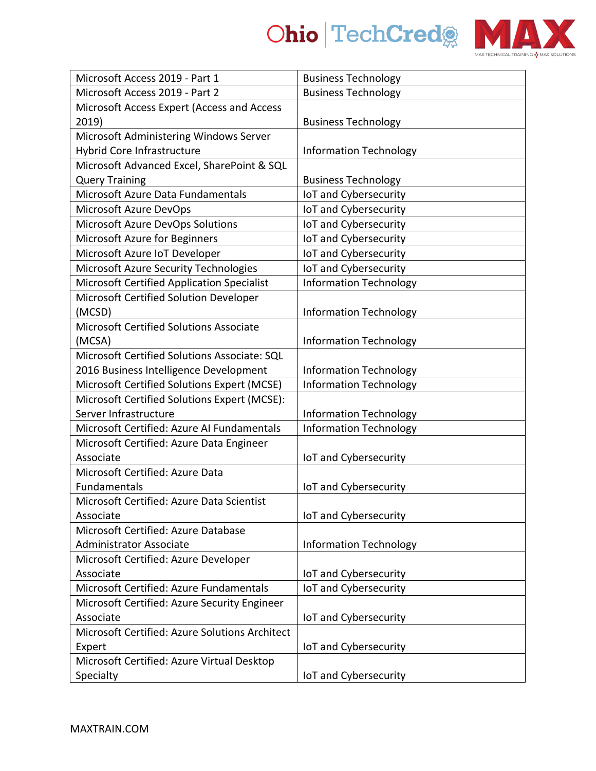| Microsoft Access 2019 - Part 1 | Business Technology |
| --- | --- |
| Microsoft Access 2019 - Part 2 | Business Technology |
| Microsoft Access Expert (Access and Access 2019) | Business Technology |
| Microsoft Administering Windows Server Hybrid Core Infrastructure | Information Technology |
| Microsoft Advanced Excel, SharePoint & SQL Query Training | Business Technology |
| Microsoft Azure Data Fundamentals | IoT and Cybersecurity |
| Microsoft Azure DevOps | IoT and Cybersecurity |
| Microsoft Azure DevOps Solutions | IoT and Cybersecurity |
| Microsoft Azure for Beginners | IoT and Cybersecurity |
| Microsoft Azure IoT Developer | IoT and Cybersecurity |
| Microsoft Azure Security Technologies | IoT and Cybersecurity |
| Microsoft Certified Application Specialist | Information Technology |
| Microsoft Certified Solution Developer (MCSD) | Information Technology |
| Microsoft Certified Solutions Associate (MCSA) | Information Technology |
| Microsoft Certified Solutions Associate: SQL 2016 Business Intelligence Development | Information Technology |
| Microsoft Certified Solutions Expert (MCSE) | Information Technology |
| Microsoft Certified Solutions Expert (MCSE): Server Infrastructure | Information Technology |
| Microsoft Certified: Azure AI Fundamentals | Information Technology |
| Microsoft Certified: Azure Data Engineer Associate | IoT and Cybersecurity |
| Microsoft Certified: Azure Data Fundamentals | IoT and Cybersecurity |
| Microsoft Certified: Azure Data Scientist Associate | IoT and Cybersecurity |
| Microsoft Certified: Azure Database Administrator Associate | Information Technology |
| Microsoft Certified: Azure Developer Associate | IoT and Cybersecurity |
| Microsoft Certified: Azure Fundamentals | IoT and Cybersecurity |
| Microsoft Certified: Azure Security Engineer Associate | IoT and Cybersecurity |
| Microsoft Certified: Azure Solutions Architect Expert | IoT and Cybersecurity |
| Microsoft Certified: Azure Virtual Desktop Specialty | IoT and Cybersecurity |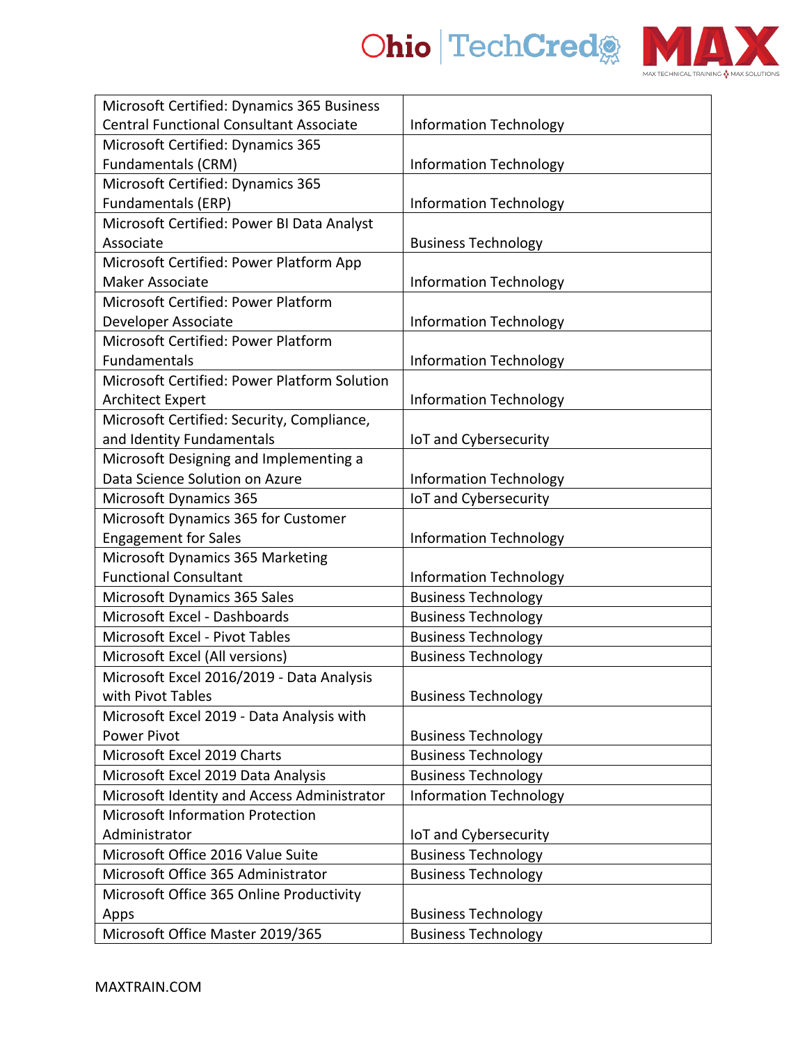| Microsoft Certified: Dynamics 365 Business Central Functional Consultant Associate | Information Technology |
|---|---|
| Microsoft Certified: Dynamics 365 Fundamentals (CRM) | Information Technology |
| Microsoft Certified: Dynamics 365 Fundamentals (ERP) | Information Technology |
| Microsoft Certified: Power BI Data Analyst Associate | Business Technology |
| Microsoft Certified: Power Platform App Maker Associate | Information Technology |
| Microsoft Certified: Power Platform Developer Associate | Information Technology |
| Microsoft Certified: Power Platform Fundamentals | Information Technology |
| Microsoft Certified: Power Platform Solution Architect Expert | Information Technology |
| Microsoft Certified: Security, Compliance, and Identity Fundamentals | IoT and Cybersecurity |
| Microsoft Designing and Implementing a Data Science Solution on Azure | Information Technology |
| Microsoft Dynamics 365 | IoT and Cybersecurity |
| Microsoft Dynamics 365 for Customer Engagement for Sales | Information Technology |
| Microsoft Dynamics 365 Marketing Functional Consultant | Information Technology |
| Microsoft Dynamics 365 Sales | Business Technology |
| Microsoft Excel - Dashboards | Business Technology |
| Microsoft Excel - Pivot Tables | Business Technology |
| Microsoft Excel (All versions) | Business Technology |
| Microsoft Excel 2016/2019 - Data Analysis with Pivot Tables | Business Technology |
| Microsoft Excel 2019 - Data Analysis with Power Pivot | Business Technology |
| Microsoft Excel 2019 Charts | Business Technology |
| Microsoft Excel 2019 Data Analysis | Business Technology |
| Microsoft Identity and Access Administrator | Information Technology |
| Microsoft Information Protection Administrator | IoT and Cybersecurity |
| Microsoft Office 2016 Value Suite | Business Technology |
| Microsoft Office 365 Administrator | Business Technology |
| Microsoft Office 365 Online Productivity Apps | Business Technology |
| Microsoft Office Master 2019/365 | Business Technology |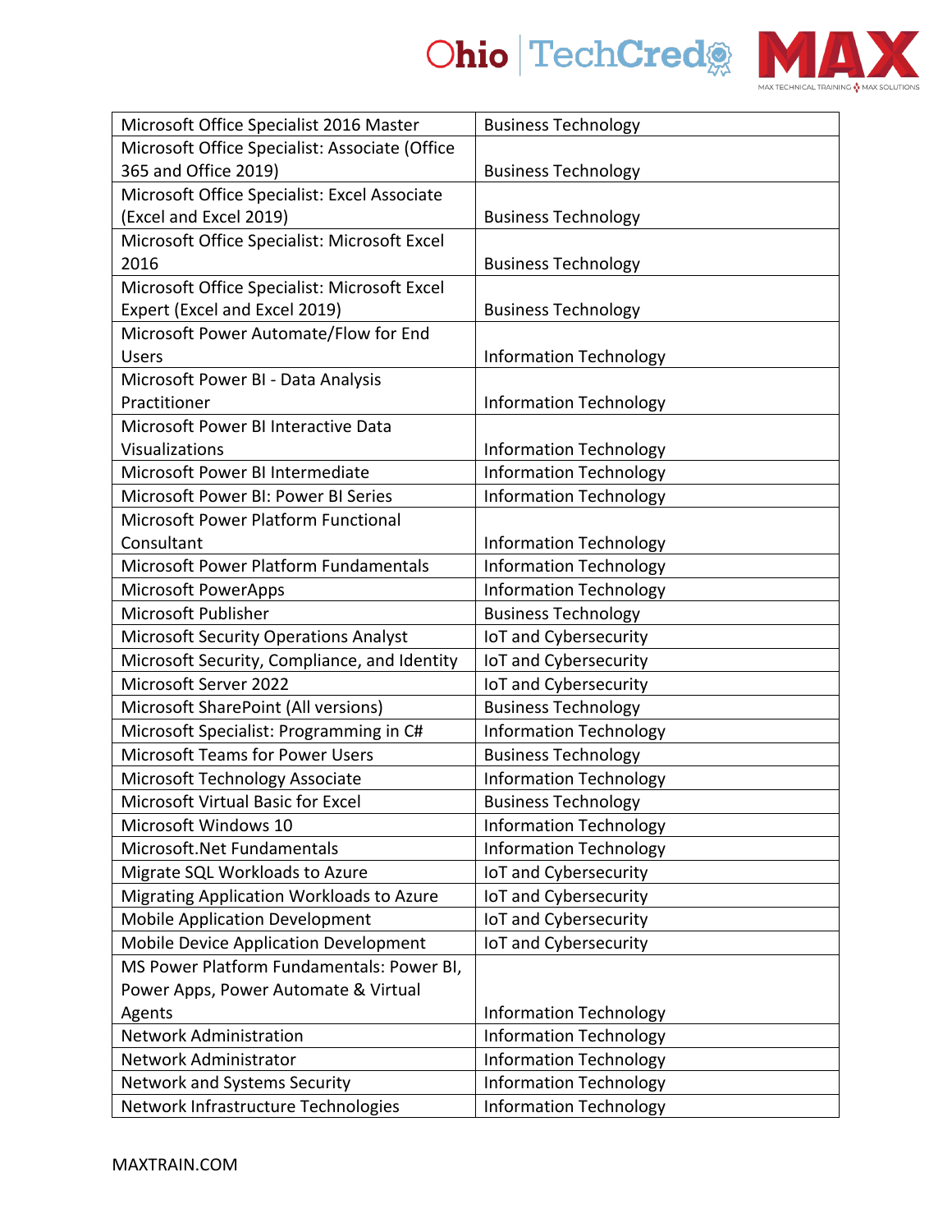| Microsoft Office Specialist 2016 Master | Business Technology |
|---|---|
| Microsoft Office Specialist: Associate (Office 365 and Office 2019) | Business Technology |
| Microsoft Office Specialist: Excel Associate (Excel and Excel 2019) | Business Technology |
| Microsoft Office Specialist: Microsoft Excel 2016 | Business Technology |
| Microsoft Office Specialist: Microsoft Excel Expert (Excel and Excel 2019) | Business Technology |
| Microsoft Power Automate/Flow for End Users | Information Technology |
| Microsoft Power BI - Data Analysis Practitioner | Information Technology |
| Microsoft Power BI Interactive Data Visualizations | Information Technology |
| Microsoft Power BI Intermediate | Information Technology |
| Microsoft Power BI: Power BI Series | Information Technology |
| Microsoft Power Platform Functional Consultant | Information Technology |
| Microsoft Power Platform Fundamentals | Information Technology |
| Microsoft PowerApps | Information Technology |
| Microsoft Publisher | Business Technology |
| Microsoft Security Operations Analyst | IoT and Cybersecurity |
| Microsoft Security, Compliance, and Identity | IoT and Cybersecurity |
| Microsoft Server 2022 | IoT and Cybersecurity |
| Microsoft SharePoint (All versions) | Business Technology |
| Microsoft Specialist: Programming in C# | Information Technology |
| Microsoft Teams for Power Users | Business Technology |
| Microsoft Technology Associate | Information Technology |
| Microsoft Virtual Basic for Excel | Business Technology |
| Microsoft Windows 10 | Information Technology |
| Microsoft.Net Fundamentals | Information Technology |
| Migrate SQL Workloads to Azure | IoT and Cybersecurity |
| Migrating Application Workloads to Azure | IoT and Cybersecurity |
| Mobile Application Development | IoT and Cybersecurity |
| Mobile Device Application Development | IoT and Cybersecurity |
| MS Power Platform Fundamentals: Power BI, Power Apps, Power Automate & Virtual Agents | Information Technology |
| Network Administration | Information Technology |
| Network Administrator | Information Technology |
| Network and Systems Security | Information Technology |
| Network Infrastructure Technologies | Information Technology |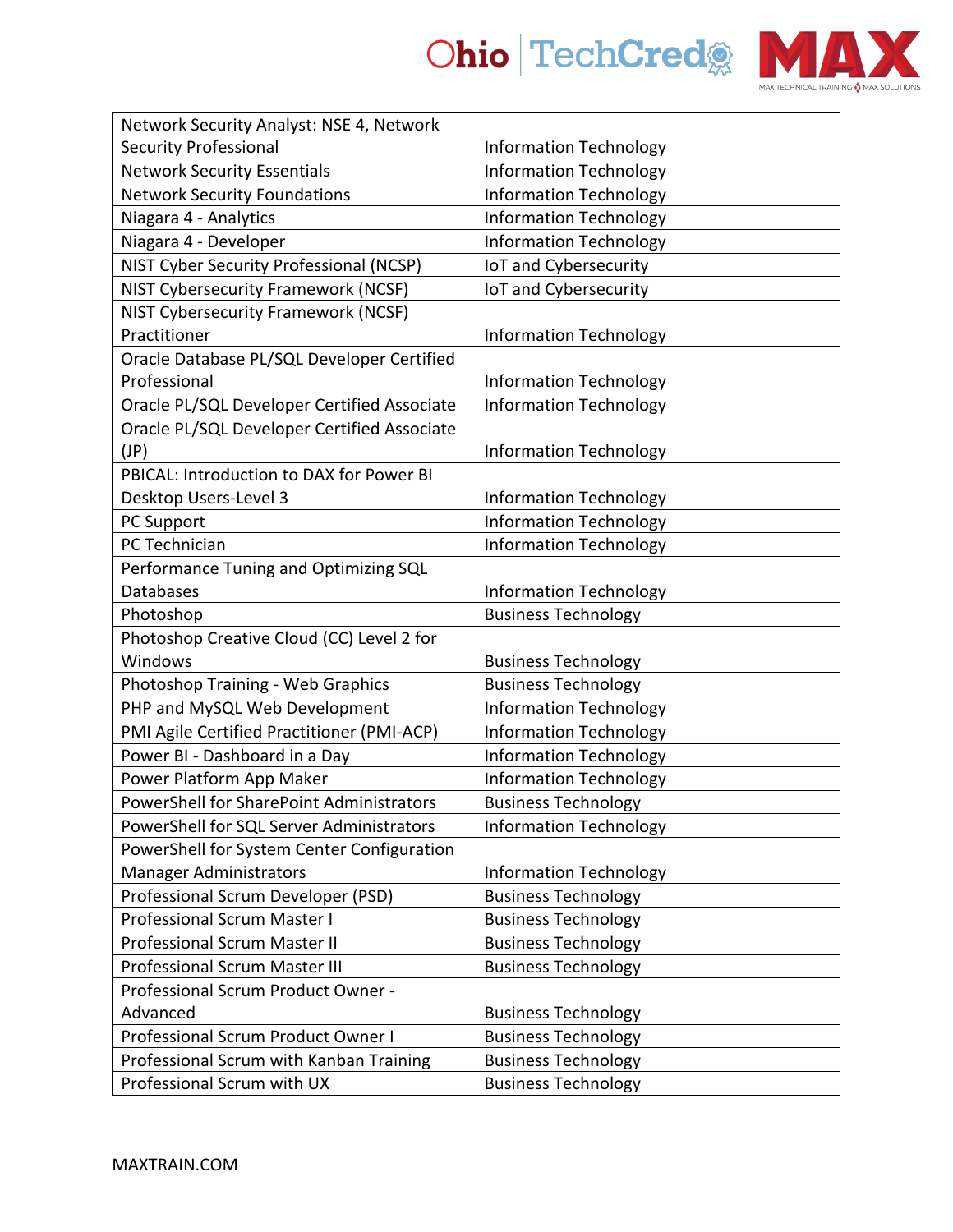| Network Security Analyst: NSE 4, Network Security Professional | Information Technology |
|---|---|
| Network Security Essentials | Information Technology |
| Network Security Foundations | Information Technology |
| Niagara 4 - Analytics | Information Technology |
| Niagara 4 - Developer | Information Technology |
| NIST Cyber Security Professional (NCSP) | IoT and Cybersecurity |
| NIST Cybersecurity Framework (NCSF) | IoT and Cybersecurity |
| NIST Cybersecurity Framework (NCSF) Practitioner | Information Technology |
| Oracle Database PL/SQL Developer Certified Professional | Information Technology |
| Oracle PL/SQL Developer Certified Associate | Information Technology |
| Oracle PL/SQL Developer Certified Associate (JP) | Information Technology |
| PBICAL: Introduction to DAX for Power BI Desktop Users-Level 3 | Information Technology |
| PC Support | Information Technology |
| PC Technician | Information Technology |
| Performance Tuning and Optimizing SQL Databases | Information Technology |
| Photoshop | Business Technology |
| Photoshop Creative Cloud (CC) Level 2 for Windows | Business Technology |
| Photoshop Training - Web Graphics | Business Technology |
| PHP and MySQL Web Development | Information Technology |
| PMI Agile Certified Practitioner (PMI-ACP) | Information Technology |
| Power BI - Dashboard in a Day | Information Technology |
| Power Platform App Maker | Information Technology |
| PowerShell for SharePoint Administrators | Business Technology |
| PowerShell for SQL Server Administrators | Information Technology |
| PowerShell for System Center Configuration Manager Administrators | Information Technology |
| Professional Scrum Developer (PSD) | Business Technology |
| Professional Scrum Master I | Business Technology |
| Professional Scrum Master II | Business Technology |
| Professional Scrum Master III | Business Technology |
| Professional Scrum Product Owner - Advanced | Business Technology |
| Professional Scrum Product Owner I | Business Technology |
| Professional Scrum with Kanban Training | Business Technology |
| Professional Scrum with UX | Business Technology |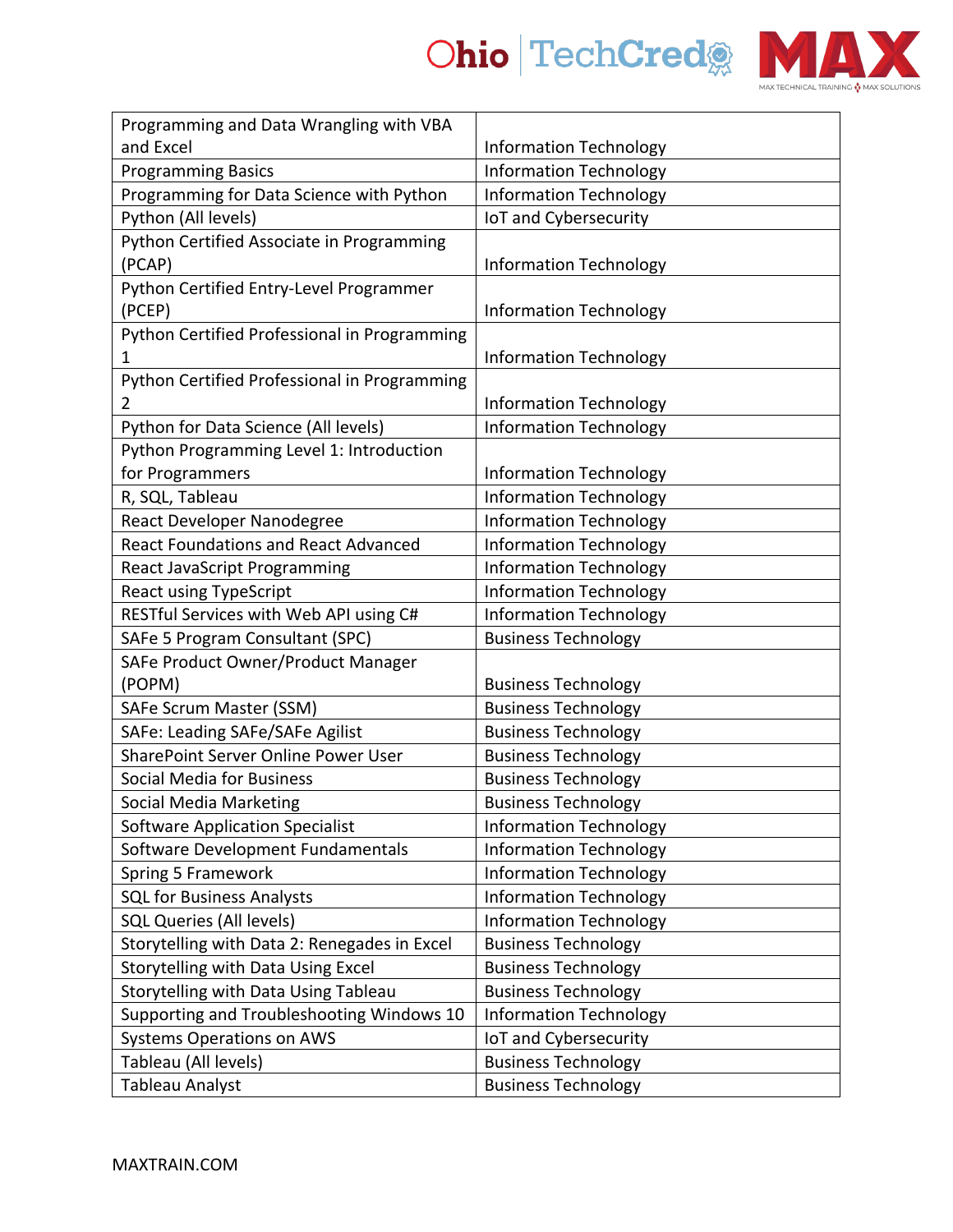| Programming and Data Wrangling with VBA and Excel | Information Technology |
|---|---|
| Programming Basics | Information Technology |
| Programming for Data Science with Python | Information Technology |
| Python (All levels) | IoT and Cybersecurity |
| Python Certified Associate in Programming (PCAP) | Information Technology |
| Python Certified Entry-Level Programmer (PCEP) | Information Technology |
| Python Certified Professional in Programming 1 | Information Technology |
| Python Certified Professional in Programming 2 | Information Technology |
| Python for Data Science (All levels) | Information Technology |
| Python Programming Level 1: Introduction for Programmers | Information Technology |
| R, SQL, Tableau | Information Technology |
| React Developer Nanodegree | Information Technology |
| React Foundations and React Advanced | Information Technology |
| React JavaScript Programming | Information Technology |
| React using TypeScript | Information Technology |
| RESTful Services with Web API using C# | Information Technology |
| SAFe 5 Program Consultant (SPC) | Business Technology |
| SAFe Product Owner/Product Manager (POPM) | Business Technology |
| SAFe Scrum Master (SSM) | Business Technology |
| SAFe: Leading SAFe/SAFe Agilist | Business Technology |
| SharePoint Server Online Power User | Business Technology |
| Social Media for Business | Business Technology |
| Social Media Marketing | Business Technology |
| Software Application Specialist | Information Technology |
| Software Development Fundamentals | Information Technology |
| Spring 5 Framework | Information Technology |
| SQL for Business Analysts | Information Technology |
| SQL Queries (All levels) | Information Technology |
| Storytelling with Data 2: Renegades in Excel | Business Technology |
| Storytelling with Data Using Excel | Business Technology |
| Storytelling with Data Using Tableau | Business Technology |
| Supporting and Troubleshooting Windows 10 | Information Technology |
| Systems Operations on AWS | IoT and Cybersecurity |
| Tableau (All levels) | Business Technology |
| Tableau Analyst | Business Technology |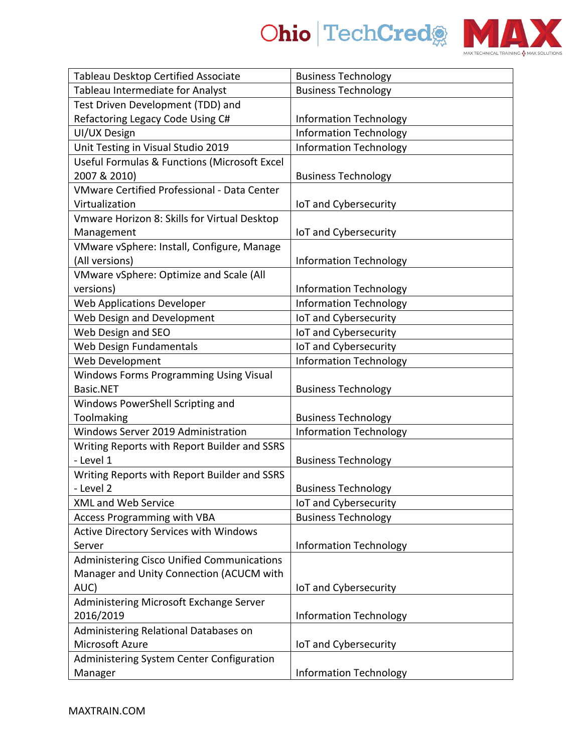| Tableau Desktop Certified Associate | Business Technology |
|---|---|
| Tableau Intermediate for Analyst | Business Technology |
| Test Driven Development (TDD) and Refactoring Legacy Code Using C# | Information Technology |
| UI/UX Design | Information Technology |
| Unit Testing in Visual Studio 2019 | Information Technology |
| Useful Formulas & Functions (Microsoft Excel 2007 & 2010) | Business Technology |
| VMware Certified Professional - Data Center Virtualization | IoT and Cybersecurity |
| Vmware Horizon 8: Skills for Virtual Desktop Management | IoT and Cybersecurity |
| VMware vSphere: Install, Configure, Manage (All versions) | Information Technology |
| VMware vSphere: Optimize and Scale (All versions) | Information Technology |
| Web Applications Developer | Information Technology |
| Web Design and Development | IoT and Cybersecurity |
| Web Design and SEO | IoT and Cybersecurity |
| Web Design Fundamentals | IoT and Cybersecurity |
| Web Development | Information Technology |
| Windows Forms Programming Using Visual Basic.NET | Business Technology |
| Windows PowerShell Scripting and Toolmaking | Business Technology |
| Windows Server 2019 Administration | Information Technology |
| Writing Reports with Report Builder and SSRS - Level 1 | Business Technology |
| Writing Reports with Report Builder and SSRS - Level 2 | Business Technology |
| XML and Web Service | IoT and Cybersecurity |
| Access Programming with VBA | Business Technology |
| Active Directory Services with Windows Server | Information Technology |
| Administering Cisco Unified Communications Manager and Unity Connection (ACUCM with AUC) | IoT and Cybersecurity |
| Administering Microsoft Exchange Server 2016/2019 | Information Technology |
| Administering Relational Databases on Microsoft Azure | IoT and Cybersecurity |
| Administering System Center Configuration Manager | Information Technology |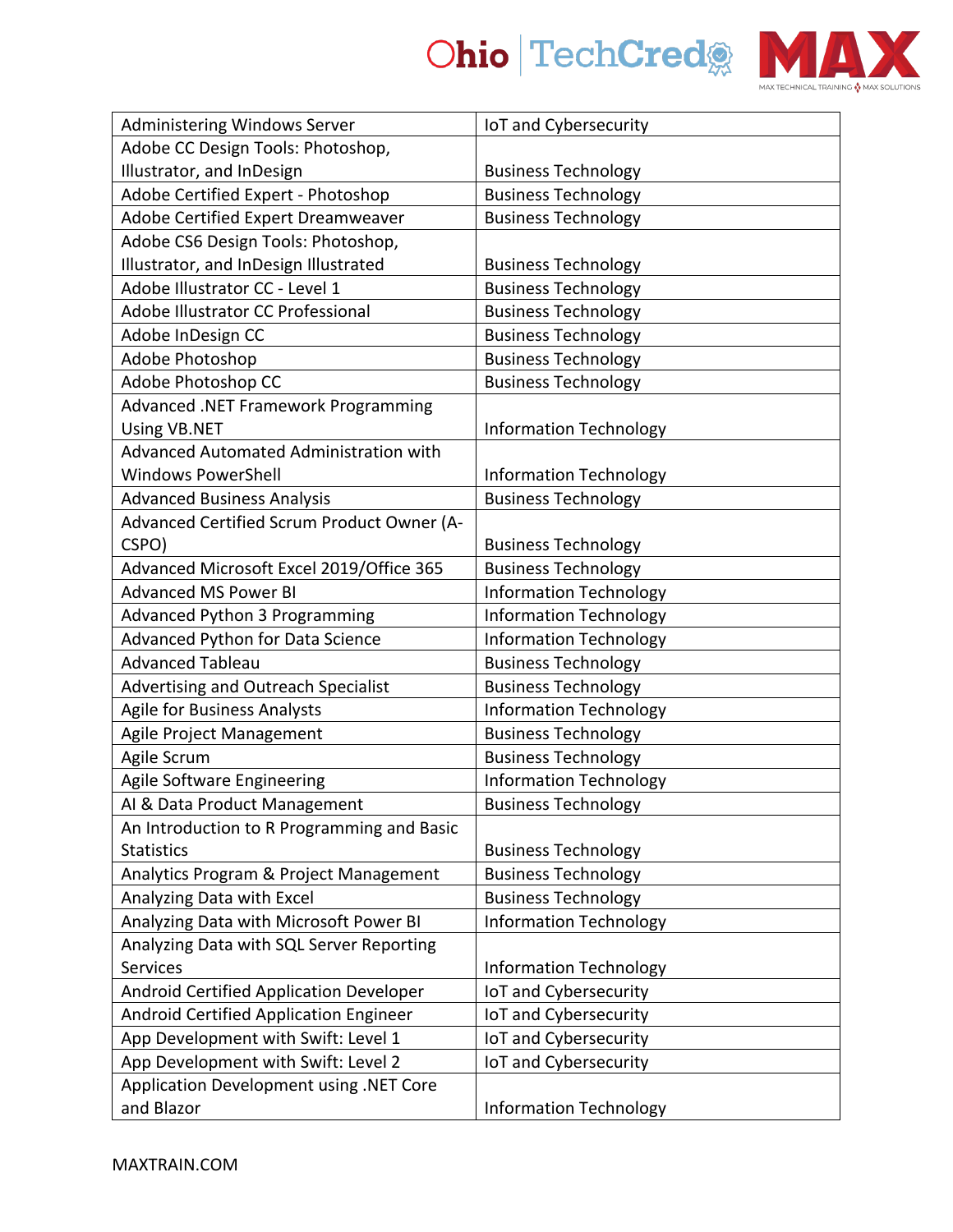| Administering Windows Server | IoT and Cybersecurity |
| --- | --- |
| Adobe CC Design Tools: Photoshop, Illustrator, and InDesign | Business Technology |
| Adobe Certified Expert - Photoshop | Business Technology |
| Adobe Certified Expert Dreamweaver | Business Technology |
| Adobe CS6 Design Tools: Photoshop, Illustrator, and InDesign Illustrated | Business Technology |
| Adobe Illustrator CC - Level 1 | Business Technology |
| Adobe Illustrator CC Professional | Business Technology |
| Adobe InDesign CC | Business Technology |
| Adobe Photoshop | Business Technology |
| Adobe Photoshop CC | Business Technology |
| Advanced .NET Framework Programming Using VB.NET | Information Technology |
| Advanced Automated Administration with Windows PowerShell | Information Technology |
| Advanced Business Analysis | Business Technology |
| Advanced Certified Scrum Product Owner (A-CSPO) | Business Technology |
| Advanced Microsoft Excel 2019/Office 365 | Business Technology |
| Advanced MS Power BI | Information Technology |
| Advanced Python 3 Programming | Information Technology |
| Advanced Python for Data Science | Information Technology |
| Advanced Tableau | Business Technology |
| Advertising and Outreach Specialist | Business Technology |
| Agile for Business Analysts | Information Technology |
| Agile Project Management | Business Technology |
| Agile Scrum | Business Technology |
| Agile Software Engineering | Information Technology |
| AI & Data Product Management | Business Technology |
| An Introduction to R Programming and Basic Statistics | Business Technology |
| Analytics Program & Project Management | Business Technology |
| Analyzing Data with Excel | Business Technology |
| Analyzing Data with Microsoft Power BI | Information Technology |
| Analyzing Data with SQL Server Reporting Services | Information Technology |
| Android Certified Application Developer | IoT and Cybersecurity |
| Android Certified Application Engineer | IoT and Cybersecurity |
| App Development with Swift: Level 1 | IoT and Cybersecurity |
| App Development with Swift: Level 2 | IoT and Cybersecurity |
| Application Development using .NET Core and Blazor | Information Technology |